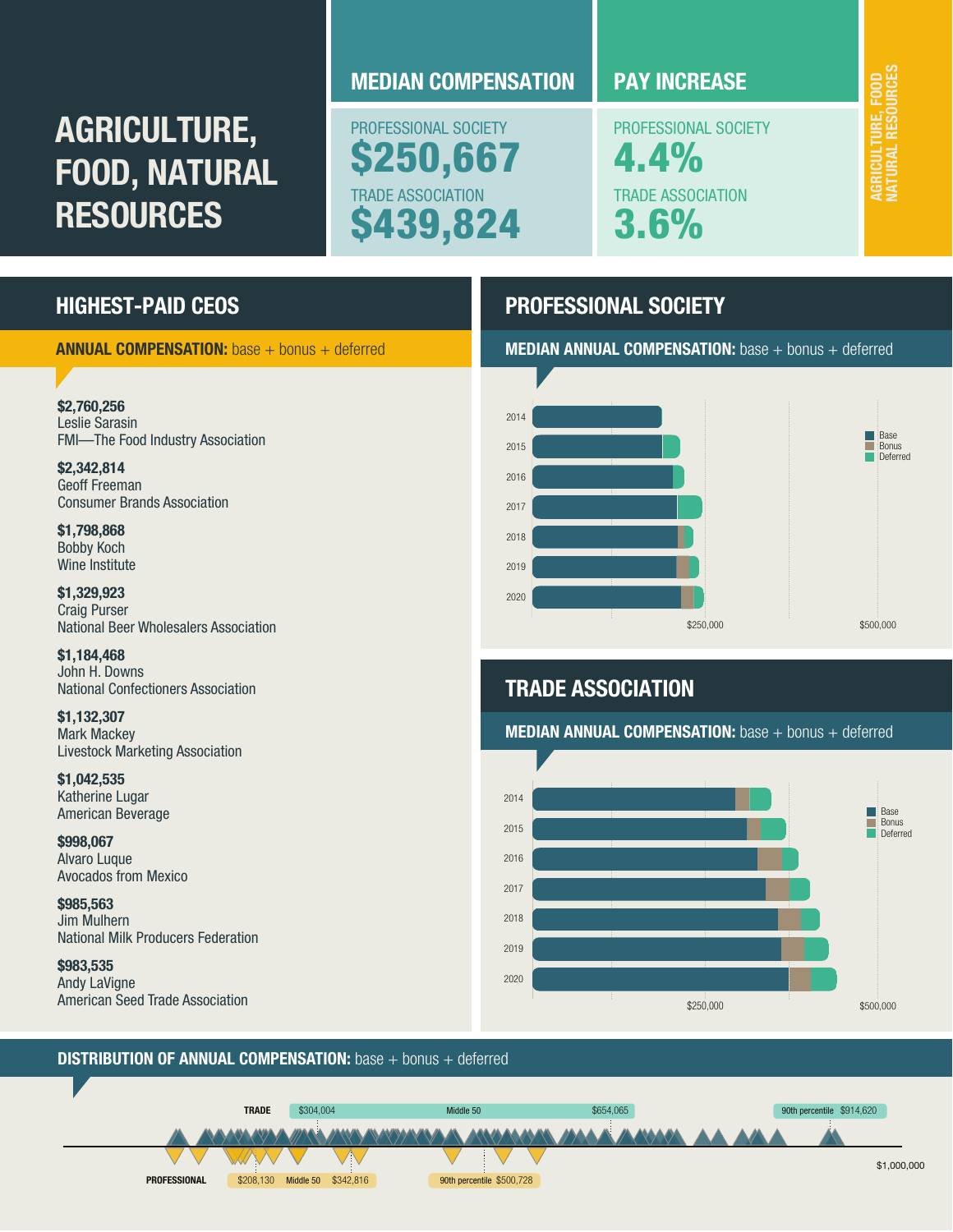# AGRICULTURE, FOOD, NATURAL RESOURCES

## MEDIAN COMPENSATION

PROFESSIONAL SOCIETY
**$250,667**

TRADE ASSOCIATION
**$439,824**

## PAY INCREASE

PROFESSIONAL SOCIETY
**4.4%**

TRADE ASSOCIATION
**3.6%**

AGRICULTURE, FOOD NATURAL RESOURCES

## HIGHEST-PAID CEOS

**ANNUAL COMPENSATION:** base + bonus + deferred

**$2,760,256**
Leslie Sarasin
FMI—The Food Industry Association

**$2,342,814**
Geoff Freeman
Consumer Brands Association

**$1,798,868**
Bobby Koch
Wine Institute

**$1,329,923**
Craig Purser
National Beer Wholesalers Association

**$1,184,468**
John H. Downs
National Confectioners Association

**$1,132,307**
Mark Mackey
Livestock Marketing Association

**$1,042,535**
Katherine Lugar
American Beverage

**$998,067**
Alvaro Luque
Avocados from Mexico

**$985,563**
Jim Mulhern
National Milk Producers Federation

**$983,535**
Andy LaVigne
American Seed Trade Association

## PROFESSIONAL SOCIETY

**MEDIAN ANNUAL COMPENSATION:** base + bonus + deferred

Years: 2014, 2015, 2016, 2017, 2018, 2019, 2020
Legend: Base, Bonus, Deferred
Axis: $250,000, $500,000

## TRADE ASSOCIATION

**MEDIAN ANNUAL COMPENSATION:** base + bonus + deferred

Years: 2014, 2015, 2016, 2017, 2018, 2019, 2020
Legend: Base, Bonus, Deferred
Axis: $250,000, $500,000

## DISTRIBUTION OF ANNUAL COMPENSATION: base + bonus + deferred

TRADE: $304,004 — Middle 50 — $654,065; 90th percentile $914,620

PROFESSIONAL: $208,130 — Middle 50 — $342,816; 90th percentile $500,728

$1,000,000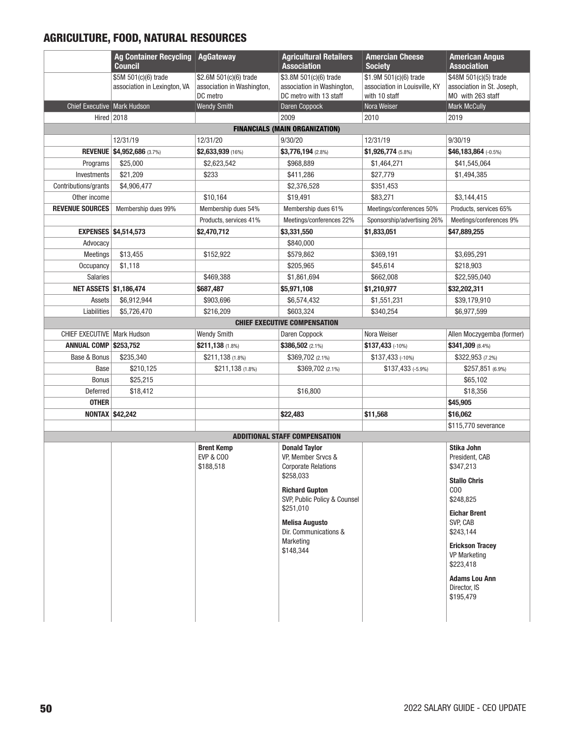## AGRICULTURE, FOOD, NATURAL RESOURCES

| | Ag Container Recycling Council | AgGateway | Agricultural Retailers Association | Amercian Cheese Society | American Angus Association |
|---|---|---|---|---|---|
| | $5M 501(c)(6) trade association in Lexington, VA | $2.6M 501(c)(6) trade association in Washington, DC metro | $3.8M 501(c)(6) trade association in Washington, DC metro with 13 staff | $1.9M 501(c)(6) trade association in Louisville, KY with 10 staff | $48M 501(c)(5) trade association in St. Joseph, MO with 263 staff |
| Chief Executive | Mark Hudson | Wendy Smith | Daren Coppock | Nora Weiser | Mark McCully |
| Hired | 2018 | | 2009 | 2010 | 2019 |
| **FINANCIALS (MAIN ORGANIZATION)** | | | | | |
| | 12/31/19 | 12/31/20 | 9/30/20 | 12/31/19 | 9/30/19 |
| **REVENUE** | **$4,952,686** (3.7%) | **$2,633,939** (16%) | **$3,776,194** (2.8%) | **$1,926,774** (5.8%) | **$46,183,864** (-0.5%) |
| Programs | $25,000 | $2,623,542 | $968,889 | $1,464,271 | $41,545,064 |
| Investments | $21,209 | $233 | $411,286 | $27,779 | $1,494,385 |
| Contributions/grants | $4,906,477 | | $2,376,528 | $351,453 | |
| Other income | | $10,164 | $19,491 | $83,271 | $3,144,415 |
| **REVENUE SOURCES** | Membership dues 99% | Membership dues 54% | Membership dues 61% | Meetings/conferences 50% | Products, services 65% |
| | | Products, services 41% | Meetings/conferences 22% | Sponsorship/advertising 26% | Meetings/conferences 9% |
| **EXPENSES** | **$4,514,573** | **$2,470,712** | **$3,331,550** | **$1,833,051** | **$47,889,255** |
| Advocacy | | | $840,000 | | |
| Meetings | $13,455 | $152,922 | $579,862 | $369,191 | $3,695,291 |
| Occupancy | $1,118 | | $205,965 | $45,614 | $218,903 |
| Salaries | | $469,388 | $1,861,694 | $662,008 | $22,595,040 |
| **NET ASSETS** | **$1,186,474** | **$687,487** | **$5,971,108** | **$1,210,977** | **$32,202,311** |
| Assets | $6,912,944 | $903,696 | $6,574,432 | $1,551,231 | $39,179,910 |
| Liabilities | $5,726,470 | $216,209 | $603,324 | $340,254 | $6,977,599 |
| **CHIEF EXECUTIVE COMPENSATION** | | | | | |
| CHIEF EXECUTIVE | Mark Hudson | Wendy Smith | Daren Coppock | Nora Weiser | Allen Moczygemba (former) |
| **ANNUAL COMP** | **$253,752** | **$211,138** (1.8%) | **$386,502** (2.1%) | **$137,433** (-10%) | **$341,309** (8.4%) |
| Base & Bonus | $235,340 | $211,138 (1.8%) | $369,702 (2.1%) | $137,433 (-10%) | $322,953 (7.2%) |
| Base | $210,125 | $211,138 (1.8%) | $369,702 (2.1%) | $137,433 (-5.9%) | $257,851 (6.9%) |
| Bonus | $25,215 | | | | $65,102 |
| Deferred | $18,412 | | $16,800 | | $18,356 |
| **OTHER** | | | | | **$45,905** |
| **NONTAX** | **$42,242** | | **$22,483** | **$11,568** | **$16,062** |
| | | | | | $115,770 severance |
| **ADDITIONAL STAFF COMPENSATION** | | | | | |
| | | **Brent Kemp** EVP & COO $188,518 | **Donald Taylor** VP, Member Srvcs & Corporate Relations $258,033<br>**Richard Gupton** SVP, Public Policy & Counsel $251,010<br>**Melisa Augusto** Dir. Communications & Marketing $148,344 | | **Stika John** President, CAB $347,213<br>**Stallo Chris** COO $248,825<br>**Eichar Brent** SVP, CAB $243,144<br>**Erickson Tracey** VP Marketing $223,418<br>**Adams Lou Ann** Director, IS $195,479 |